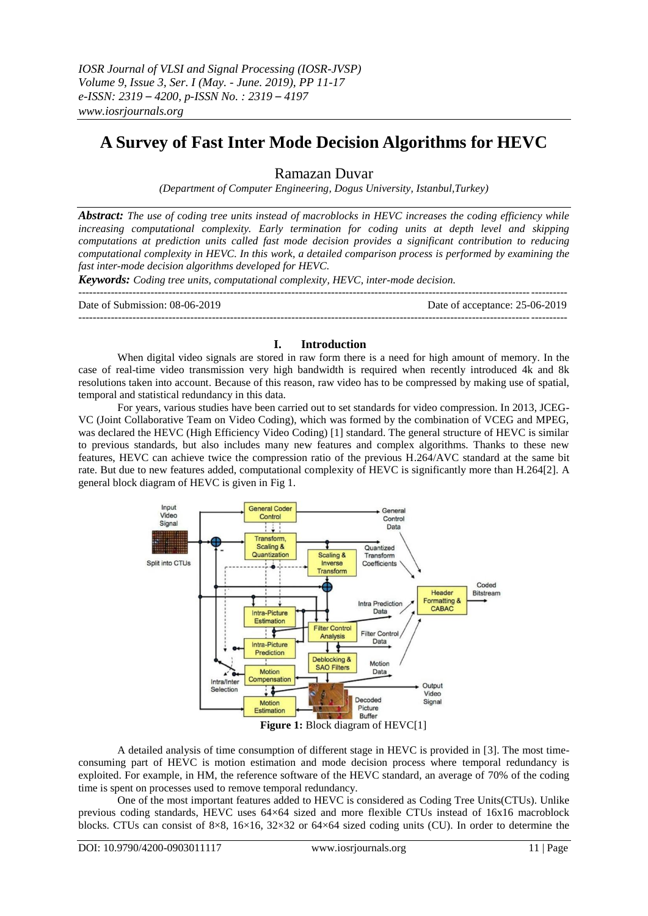# A Survey of Fast Inter Mode Decision Algorithms for HEVC

Ramazan Duvar

*(Department of Computer Engineering, Dogus University, Istanbul,Turkey)*

***Abstract:*** *The use of coding tree units instead of macroblocks in HEVC increases the coding efficiency while increasing computational complexity. Early termination for coding units at depth level and skipping computations at prediction units called fast mode decision provides a significant contribution to reducing computational complexity in HEVC. In this work, a detailed comparison process is performed by examining the fast inter-mode decision algorithms developed for HEVC.*

***Keywords:*** *Coding tree units, computational complexity, HEVC, inter-mode decision.*

---

Date of Submission: 08-06-2019 Date of acceptance: 25-06-2019

---

## I. Introduction

When digital video signals are stored in raw form there is a need for high amount of memory. In the case of real-time video transmission very high bandwidth is required when recently introduced 4k and 8k resolutions taken into account. Because of this reason, raw video has to be compressed by making use of spatial, temporal and statistical redundancy in this data.

For years, various studies have been carried out to set standards for video compression. In 2013, JCEG-VC (Joint Collaborative Team on Video Coding), which was formed by the combination of VCEG and MPEG, was declared the HEVC (High Efficiency Video Coding) [1] standard. The general structure of HEVC is similar to previous standards, but also includes many new features and complex algorithms. Thanks to these new features, HEVC can achieve twice the compression ratio of the previous H.264/AVC standard at the same bit rate. But due to new features added, computational complexity of HEVC is significantly more than H.264[2]. A general block diagram of HEVC is given in Fig 1.

**Figure 1:** Block diagram of HEVC[1]

A detailed analysis of time consumption of different stage in HEVC is provided in [3]. The most time-consuming part of HEVC is motion estimation and mode decision process where temporal redundancy is exploited. For example, in HM, the reference software of the HEVC standard, an average of 70% of the coding time is spent on processes used to remove temporal redundancy.

One of the most important features added to HEVC is considered as Coding Tree Units(CTUs). Unlike previous coding standards, HEVC uses 64×64 sized and more flexible CTUs instead of 16x16 macroblock blocks. CTUs can consist of 8×8, 16×16, 32×32 or 64×64 sized coding units (CU). In order to determine the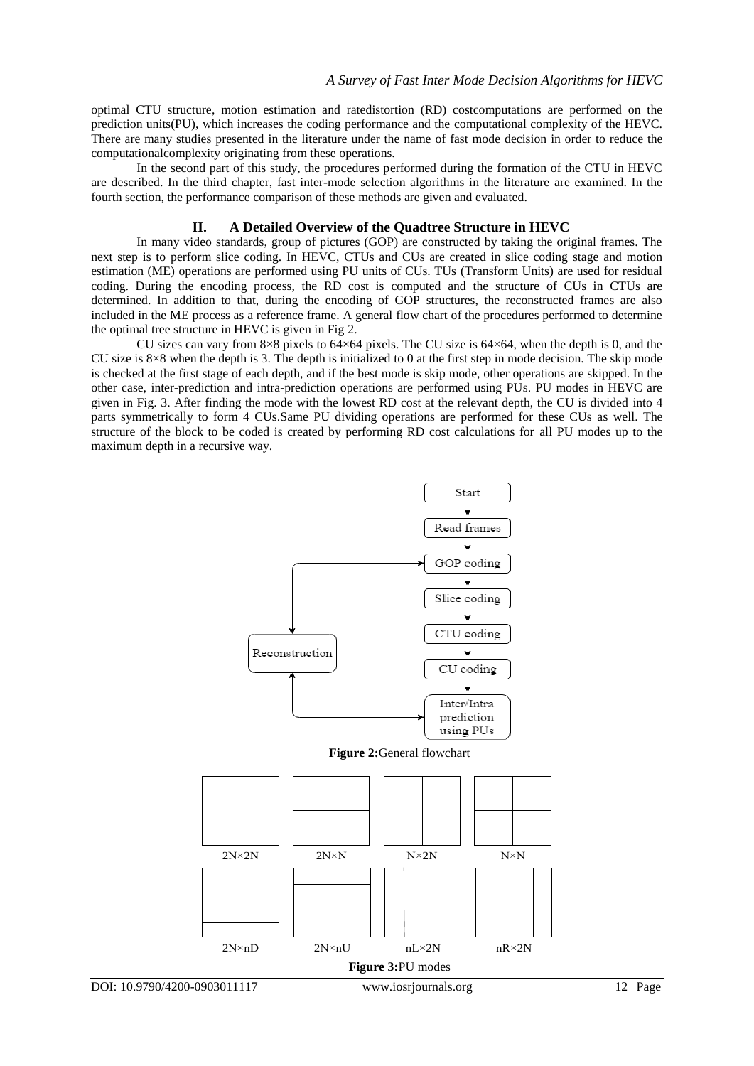optimal CTU structure, motion estimation and ratedistortion (RD) costcomputations are performed on the prediction units(PU), which increases the coding performance and the computational complexity of the HEVC. There are many studies presented in the literature under the name of fast mode decision in order to reduce the computationalcomplexity originating from these operations.

In the second part of this study, the procedures performed during the formation of the CTU in HEVC are described. In the third chapter, fast inter-mode selection algorithms in the literature are examined. In the fourth section, the performance comparison of these methods are given and evaluated.

## II. A Detailed Overview of the Quadtree Structure in HEVC

In many video standards, group of pictures (GOP) are constructed by taking the original frames. The next step is to perform slice coding. In HEVC, CTUs and CUs are created in slice coding stage and motion estimation (ME) operations are performed using PU units of CUs. TUs (Transform Units) are used for residual coding. During the encoding process, the RD cost is computed and the structure of CUs in CTUs are determined. In addition to that, during the encoding of GOP structures, the reconstructed frames are also included in the ME process as a reference frame. A general flow chart of the procedures performed to determine the optimal tree structure in HEVC is given in Fig 2.

CU sizes can vary from 8×8 pixels to 64×64 pixels. The CU size is 64×64, when the depth is 0, and the CU size is 8×8 when the depth is 3. The depth is initialized to 0 at the first step in mode decision. The skip mode is checked at the first stage of each depth, and if the best mode is skip mode, other operations are skipped. In the other case, inter-prediction and intra-prediction operations are performed using PUs. PU modes in HEVC are given in Fig. 3. After finding the mode with the lowest RD cost at the relevant depth, the CU is divided into 4 parts symmetrically to form 4 CUs.Same PU dividing operations are performed for these CUs as well. The structure of the block to be coded is created by performing RD cost calculations for all PU modes up to the maximum depth in a recursive way.

Start → Read frames → GOP coding → Slice coding → CTU coding → CU coding → Inter/Intra prediction using PUs → Reconstruction → GOP coding

**Figure 2:** General flowchart

2N×2N, 2N×N, N×2N, N×N, 2N×nD, 2N×nU, nL×2N, nR×2N

**Figure 3:** PU modes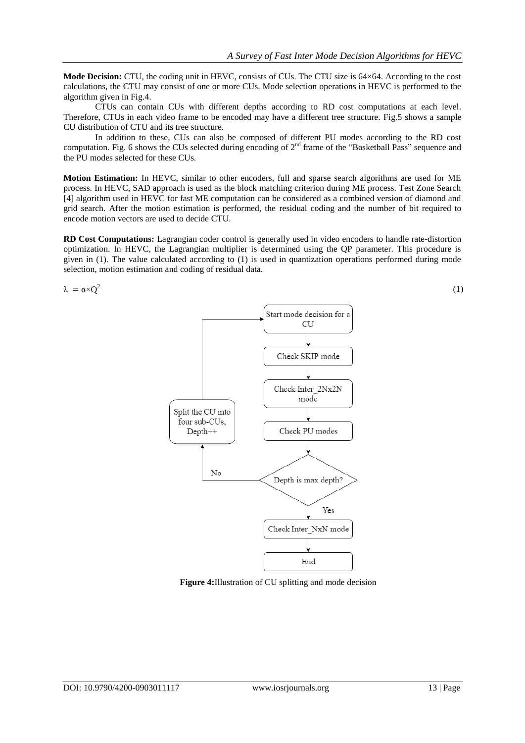**Mode Decision:** CTU, the coding unit in HEVC, consists of CUs. The CTU size is 64×64. According to the cost calculations, the CTU may consist of one or more CUs. Mode selection operations in HEVC is performed to the algorithm given in Fig.4.

CTUs can contain CUs with different depths according to RD cost computations at each level. Therefore, CTUs in each video frame to be encoded may have a different tree structure. Fig.5 shows a sample CU distribution of CTU and its tree structure.

In addition to these, CUs can also be composed of different PU modes according to the RD cost computation. Fig. 6 shows the CUs selected during encoding of 2nd frame of the "Basketball Pass" sequence and the PU modes selected for these CUs.

**Motion Estimation:** In HEVC, similar to other encoders, full and sparse search algorithms are used for ME process. In HEVC, SAD approach is used as the block matching criterion during ME process. Test Zone Search [4] algorithm used in HEVC for fast ME computation can be considered as a combined version of diamond and grid search. After the motion estimation is performed, the residual coding and the number of bit required to encode motion vectors are used to decide CTU.

**RD Cost Computations:** Lagrangian coder control is generally used in video encoders to handle rate-distortion optimization. In HEVC, the Lagrangian multiplier is determined using the QP parameter. This procedure is given in (1). The value calculated according to (1) is used in quantization operations performed during mode selection, motion estimation and coding of residual data.

$$\lambda = \alpha \times Q^2 \tag{1}$$

**Figure 4:** Illustration of CU splitting and mode decision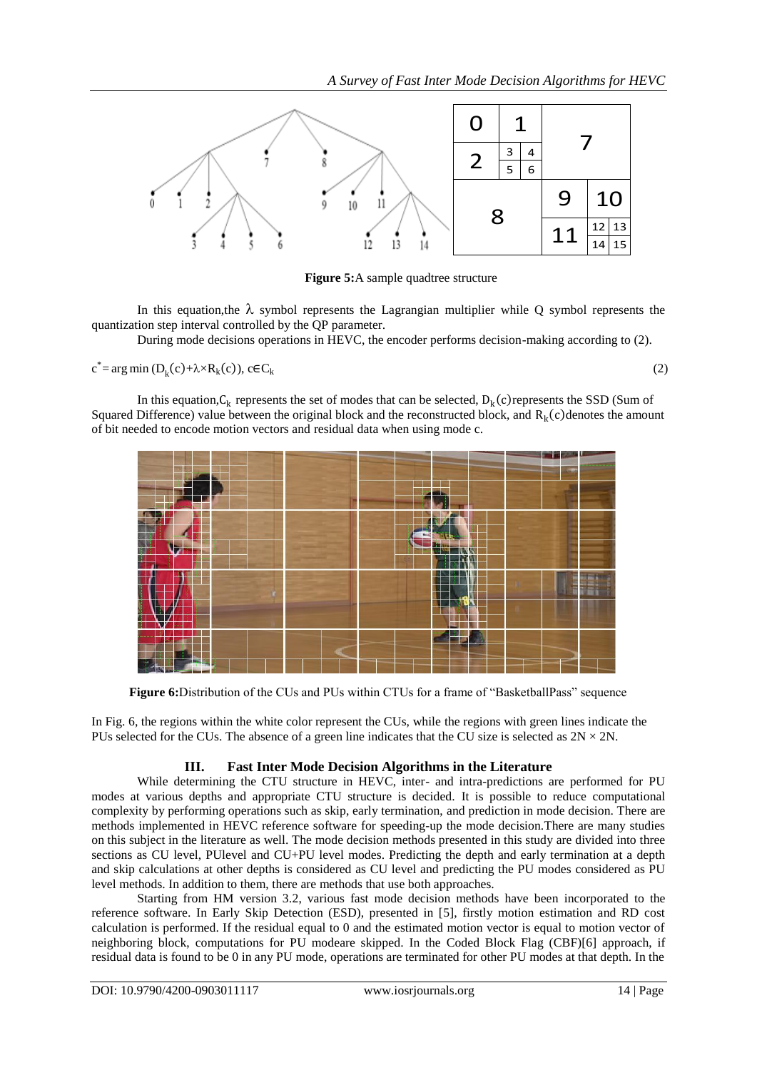**Figure 5:**A sample quadtree structure

In this equation,the $\lambda$ symbol represents the Lagrangian multiplier while Q symbol represents the quantization step interval controlled by the QP parameter.

During mode decisions operations in HEVC, the encoder performs decision-making according to (2).

$$c^* = \arg\min (D_k(c)+\lambda\times R_k(c)),\ c\in C_k \tag{2}$$

In this equation, $C_k$ represents the set of modes that can be selected, $D_k(c)$ represents the SSD (Sum of Squared Difference) value between the original block and the reconstructed block, and $R_k(c)$ denotes the amount of bit needed to encode motion vectors and residual data when using mode c.

**Figure 6:**Distribution of the CUs and PUs within CTUs for a frame of "BasketballPass" sequence

In Fig. 6, the regions within the white color represent the CUs, while the regions with green lines indicate the PUs selected for the CUs. The absence of a green line indicates that the CU size is selected as $2N \times 2N$.

## III. Fast Inter Mode Decision Algorithms in the Literature

While determining the CTU structure in HEVC, inter- and intra-predictions are performed for PU modes at various depths and appropriate CTU structure is decided. It is possible to reduce computational complexity by performing operations such as skip, early termination, and prediction in mode decision. There are methods implemented in HEVC reference software for speeding-up the mode decision.There are many studies on this subject in the literature as well. The mode decision methods presented in this study are divided into three sections as CU level, PUlevel and CU+PU level modes. Predicting the depth and early termination at a depth and skip calculations at other depths is considered as CU level and predicting the PU modes considered as PU level methods. In addition to them, there are methods that use both approaches.

Starting from HM version 3.2, various fast mode decision methods have been incorporated to the reference software. In Early Skip Detection (ESD), presented in [5], firstly motion estimation and RD cost calculation is performed. If the residual equal to 0 and the estimated motion vector is equal to motion vector of neighboring block, computations for PU modeare skipped. In the Coded Block Flag (CBF)[6] approach, if residual data is found to be 0 in any PU mode, operations are terminated for other PU modes at that depth. In the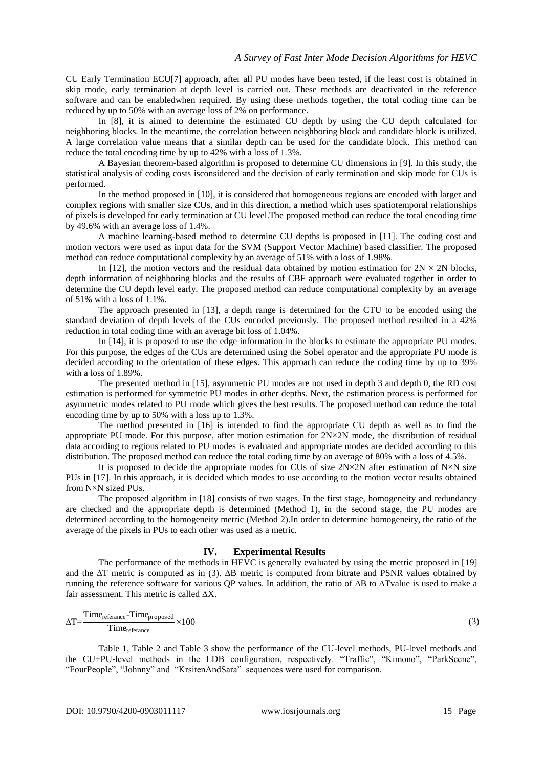CU Early Termination ECU[7] approach, after all PU modes have been tested, if the least cost is obtained in skip mode, early termination at depth level is carried out. These methods are deactivated in the reference software and can be enabledwhen required. By using these methods together, the total coding time can be reduced by up to 50% with an average loss of 2% on performance.

In [8], it is aimed to determine the estimated CU depth by using the CU depth calculated for neighboring blocks. In the meantime, the correlation between neighboring block and candidate block is utilized. A large correlation value means that a similar depth can be used for the candidate block. This method can reduce the total encoding time by up to 42% with a loss of 1.3%.

A Bayesian theorem-based algorithm is proposed to determine CU dimensions in [9]. In this study, the statistical analysis of coding costs isconsidered and the decision of early termination and skip mode for CUs is performed.

In the method proposed in [10], it is considered that homogeneous regions are encoded with larger and complex regions with smaller size CUs, and in this direction, a method which uses spatiotemporal relationships of pixels is developed for early termination at CU level.The proposed method can reduce the total encoding time by 49.6% with an average loss of 1.4%.

A machine learning-based method to determine CU depths is proposed in [11]. The coding cost and motion vectors were used as input data for the SVM (Support Vector Machine) based classifier. The proposed method can reduce computational complexity by an average of 51% with a loss of 1.98%.

In [12], the motion vectors and the residual data obtained by motion estimation for $2N \times 2N$ blocks, depth information of neighboring blocks and the results of CBF approach were evaluated together in order to determine the CU depth level early. The proposed method can reduce computational complexity by an average of 51% with a loss of 1.1%.

The approach presented in [13], a depth range is determined for the CTU to be encoded using the standard deviation of depth levels of the CUs encoded previously. The proposed method resulted in a 42% reduction in total coding time with an average bit loss of 1.04%.

In [14], it is proposed to use the edge information in the blocks to estimate the appropriate PU modes. For this purpose, the edges of the CUs are determined using the Sobel operator and the appropriate PU mode is decided according to the orientation of these edges. This approach can reduce the coding time by up to 39% with a loss of 1.89%.

The presented method in [15], asymmetric PU modes are not used in depth 3 and depth 0, the RD cost estimation is performed for symmetric PU modes in other depths. Next, the estimation process is performed for asymmetric modes related to PU mode which gives the best results. The proposed method can reduce the total encoding time by up to 50% with a loss up to 1.3%.

The method presented in [16] is intended to find the appropriate CU depth as well as to find the appropriate PU mode. For this purpose, after motion estimation for $2N \times 2N$ mode, the distribution of residual data according to regions related to PU modes is evaluated and appropriate modes are decided according to this distribution. The proposed method can reduce the total coding time by an average of 80% with a loss of 4.5%.

It is proposed to decide the appropriate modes for CUs of size $2N \times 2N$ after estimation of $N \times N$ size PUs in [17]. In this approach, it is decided which modes to use according to the motion vector results obtained from $N \times N$ sized PUs.

The proposed algorithm in [18] consists of two stages. In the first stage, homogeneity and redundancy are checked and the appropriate depth is determined (Method 1), in the second stage, the PU modes are determined according to the homogeneity metric (Method 2).In order to determine homogeneity, the ratio of the average of the pixels in PUs to each other was used as a metric.

## IV. Experimental Results

The performance of the methods in HEVC is generally evaluated by using the metric proposed in [19] and the $\Delta T$ metric is computed as in (3). $\Delta B$ metric is computed from bitrate and PSNR values obtained by running the reference software for various QP values. In addition, the ratio of $\Delta B$ to $\Delta T$value is used to make a fair assessment. This metric is called $\Delta X$.

$$\Delta T = \frac{\text{Time}_{\text{referance}} - \text{Time}_{\text{proposed}}}{\text{Time}_{\text{referance}}} \times 100 \tag{3}$$

Table 1, Table 2 and Table 3 show the performance of the CU-level methods, PU-level methods and the CU+PU-level methods in the LDB configuration, respectively. "Traffic", "Kimono", "ParkScene", "FourPeople", "Johnny" and "KrsitenAndSara" sequences were used for comparison.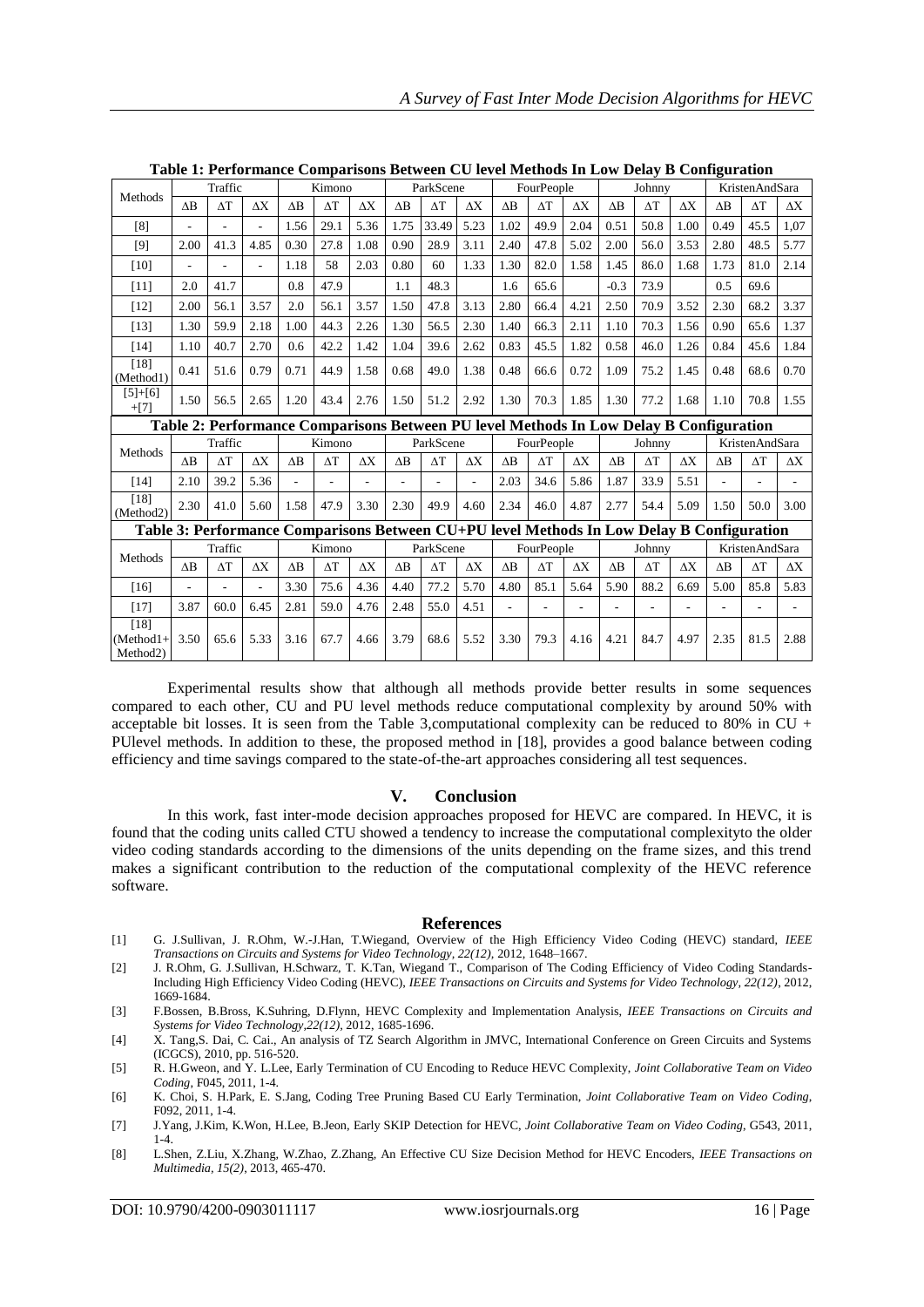**Table 1: Performance Comparisons Between CU level Methods In Low Delay B Configuration**

| Methods | Traffic | | | Kimono | | | ParkScene | | | FourPeople | | | Johnny | | | KristenAndSara | | |
|---|---|---|---|---|---|---|---|---|---|---|---|---|---|---|---|---|---|---|
| | ΔB | ΔT | ΔX | ΔB | ΔT | ΔX | ΔB | ΔT | ΔX | ΔB | ΔT | ΔX | ΔB | ΔT | ΔX | ΔB | ΔT | ΔX |
| [8] | - | - | - | 1.56 | 29.1 | 5.36 | 1.75 | 33.49 | 5.23 | 1.02 | 49.9 | 2.04 | 0.51 | 50.8 | 1.00 | 0.49 | 45.5 | 1,07 |
| [9] | 2.00 | 41.3 | 4.85 | 0.30 | 27.8 | 1.08 | 0.90 | 28.9 | 3.11 | 2.40 | 47.8 | 5.02 | 2.00 | 56.0 | 3.53 | 2.80 | 48.5 | 5.77 |
| [10] | - | - | - | 1.18 | 58 | 2.03 | 0.80 | 60 | 1.33 | 1.30 | 82.0 | 1.58 | 1.45 | 86.0 | 1.68 | 1.73 | 81.0 | 2.14 |
| [11] | 2.0 | 41.7 | | 0.8 | 47.9 | | 1.1 | 48.3 | | 1.6 | 65.6 | | -0.3 | 73.9 | | 0.5 | 69.6 | |
| [12] | 2.00 | 56.1 | 3.57 | 2.0 | 56.1 | 3.57 | 1.50 | 47.8 | 3.13 | 2.80 | 66.4 | 4.21 | 2.50 | 70.9 | 3.52 | 2.30 | 68.2 | 3.37 |
| [13] | 1.30 | 59.9 | 2.18 | 1.00 | 44.3 | 2.26 | 1.30 | 56.5 | 2.30 | 1.40 | 66.3 | 2.11 | 1.10 | 70.3 | 1.56 | 0.90 | 65.6 | 1.37 |
| [14] | 1.10 | 40.7 | 2.70 | 0.6 | 42.2 | 1.42 | 1.04 | 39.6 | 2.62 | 0.83 | 45.5 | 1.82 | 0.58 | 46.0 | 1.26 | 0.84 | 45.6 | 1.84 |
| [18] (Method1) | 0.41 | 51.6 | 0.79 | 0.71 | 44.9 | 1.58 | 0.68 | 49.0 | 1.38 | 0.48 | 66.6 | 0.72 | 1.09 | 75.2 | 1.45 | 0.48 | 68.6 | 0.70 |
| [5]+[6] +[7] | 1.50 | 56.5 | 2.65 | 1.20 | 43.4 | 2.76 | 1.50 | 51.2 | 2.92 | 1.30 | 70.3 | 1.85 | 1.30 | 77.2 | 1.68 | 1.10 | 70.8 | 1.55 |

**Table 2: Performance Comparisons Between PU level Methods In Low Delay B Configuration**

| Methods | Traffic | | | Kimono | | | ParkScene | | | FourPeople | | | Johnny | | | KristenAndSara | | |
|---|---|---|---|---|---|---|---|---|---|---|---|---|---|---|---|---|---|---|
| | ΔB | ΔT | ΔX | ΔB | ΔT | ΔX | ΔB | ΔT | ΔX | ΔB | ΔT | ΔX | ΔB | ΔT | ΔX | ΔB | ΔT | ΔX |
| [14] | 2.10 | 39.2 | 5.36 | - | - | - | - | - | - | 2.03 | 34.6 | 5.86 | 1.87 | 33.9 | 5.51 | - | - | - |
| [18] (Method2) | 2.30 | 41.0 | 5.60 | 1.58 | 47.9 | 3.30 | 2.30 | 49.9 | 4.60 | 2.34 | 46.0 | 4.87 | 2.77 | 54.4 | 5.09 | 1.50 | 50.0 | 3.00 |

**Table 3: Performance Comparisons Between CU+PU level Methods In Low Delay B Configuration**

| Methods | Traffic | | | Kimono | | | ParkScene | | | FourPeople | | | Johnny | | | KristenAndSara | | |
|---|---|---|---|---|---|---|---|---|---|---|---|---|---|---|---|---|---|---|
| | ΔB | ΔT | ΔX | ΔB | ΔT | ΔX | ΔB | ΔT | ΔX | ΔB | ΔT | ΔX | ΔB | ΔT | ΔX | ΔB | ΔT | ΔX |
| [16] | - | - | - | 3.30 | 75.6 | 4.36 | 4.40 | 77.2 | 5.70 | 4.80 | 85.1 | 5.64 | 5.90 | 88.2 | 6.69 | 5.00 | 85.8 | 5.83 |
| [17] | 3.87 | 60.0 | 6.45 | 2.81 | 59.0 | 4.76 | 2.48 | 55.0 | 4.51 | - | - | - | - | - | - | - | - | - |
| [18] (Method1+ Method2) | 3.50 | 65.6 | 5.33 | 3.16 | 67.7 | 4.66 | 3.79 | 68.6 | 5.52 | 3.30 | 79.3 | 4.16 | 4.21 | 84.7 | 4.97 | 2.35 | 81.5 | 2.88 |

Experimental results show that although all methods provide better results in some sequences compared to each other, CU and PU level methods reduce computational complexity by around 50% with acceptable bit losses. It is seen from the Table 3,computational complexity can be reduced to 80% in CU + PUlevel methods. In addition to these, the proposed method in [18], provides a good balance between coding efficiency and time savings compared to the state-of-the-art approaches considering all test sequences.

## V. Conclusion

In this work, fast inter-mode decision approaches proposed for HEVC are compared. In HEVC, it is found that the coding units called CTU showed a tendency to increase the computational complexityto the older video coding standards according to the dimensions of the units depending on the frame sizes, and this trend makes a significant contribution to the reduction of the computational complexity of the HEVC reference software.

## References

[1] G. J.Sullivan, J. R.Ohm, W.-J.Han, T.Wiegand, Overview of the High Efficiency Video Coding (HEVC) standard, *IEEE Transactions on Circuits and Systems for Video Technology, 22(12),* 2012, 1648–1667.

[2] J. R.Ohm, G. J.Sullivan, H.Schwarz, T. K.Tan, Wiegand T., Comparison of The Coding Efficiency of Video Coding Standards-Including High Efficiency Video Coding (HEVC), *IEEE Transactions on Circuits and Systems for Video Technology, 22(12)*, 2012, 1669-1684.

[3] F.Bossen, B.Bross, K.Suhring, D.Flynn, HEVC Complexity and Implementation Analysis, *IEEE Transactions on Circuits and Systems for Video Technology,22(12)*, 2012, 1685-1696.

[4] X. Tang,S. Dai, C. Cai., An analysis of TZ Search Algorithm in JMVC, International Conference on Green Circuits and Systems (ICGCS), 2010, pp. 516-520.

[5] R. H.Gweon, and Y. L.Lee, Early Termination of CU Encoding to Reduce HEVC Complexity, *Joint Collaborative Team on Video Coding*, F045, 2011, 1-4.

[6] K. Choi, S. H.Park, E. S.Jang, Coding Tree Pruning Based CU Early Termination, *Joint Collaborative Team on Video Coding*, F092, 2011, 1-4.

[7] J.Yang, J.Kim, K.Won, H.Lee, B.Jeon, Early SKIP Detection for HEVC, *Joint Collaborative Team on Video Coding*, G543, 2011, 1-4.

[8] L.Shen, Z.Liu, X.Zhang, W.Zhao, Z.Zhang, An Effective CU Size Decision Method for HEVC Encoders, *IEEE Transactions on Multimedia, 15(2)*, 2013, 465-470.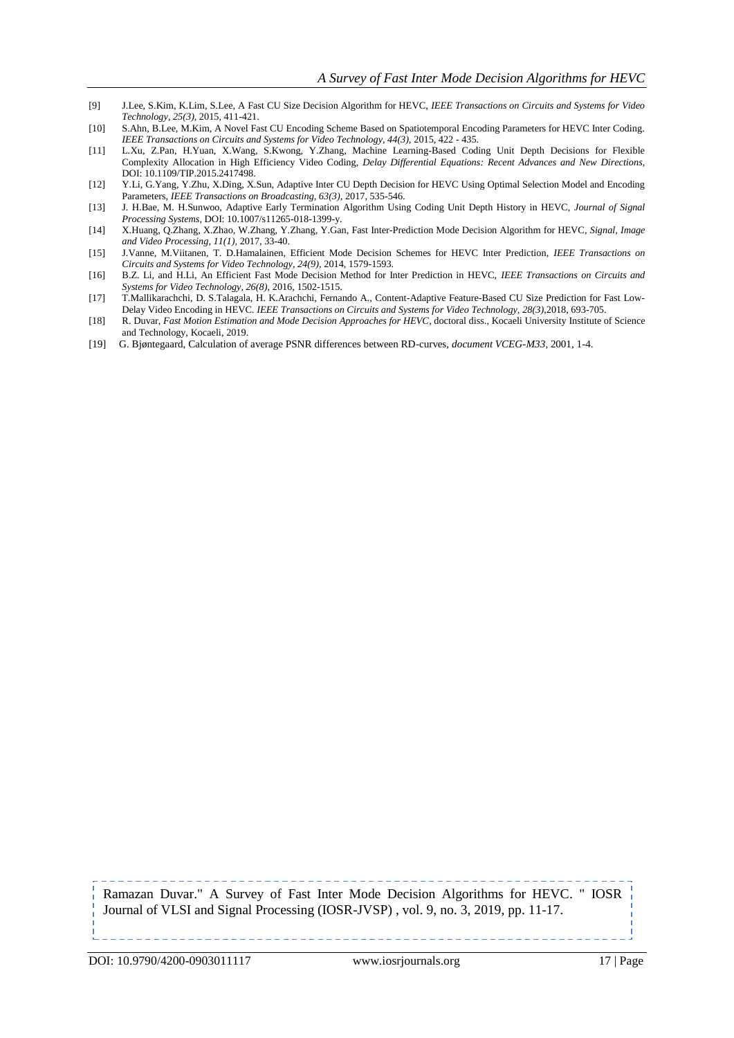[9] J.Lee, S.Kim, K.Lim, S.Lee, A Fast CU Size Decision Algorithm for HEVC, *IEEE Transactions on Circuits and Systems for Video Technology, 25(3)*, 2015, 411-421.

[10] S.Ahn, B.Lee, M.Kim, A Novel Fast CU Encoding Scheme Based on Spatiotemporal Encoding Parameters for HEVC Inter Coding. *IEEE Transactions on Circuits and Systems for Video Technology, 44(3)*, 2015, 422 - 435.

[11] L.Xu, Z.Pan, H.Yuan, X.Wang, S.Kwong, Y.Zhang, Machine Learning-Based Coding Unit Depth Decisions for Flexible Complexity Allocation in High Efficiency Video Coding, *Delay Differential Equations: Recent Advances and New Directions*, DOI: 10.1109/TIP.2015.2417498.

[12] Y.Li, G.Yang, Y.Zhu, X.Ding, X.Sun, Adaptive Inter CU Depth Decision for HEVC Using Optimal Selection Model and Encoding Parameters, *IEEE Transactions on Broadcasting, 63(3)*, 2017, 535-546.

[13] J. H.Bae, M. H.Sunwoo, Adaptive Early Termination Algorithm Using Coding Unit Depth History in HEVC, *Journal of Signal Processing Systems*, DOI: 10.1007/s11265-018-1399-y.

[14] X.Huang, Q.Zhang, X.Zhao, W.Zhang, Y.Zhang, Y.Gan, Fast Inter-Prediction Mode Decision Algorithm for HEVC, *Signal, Image and Video Processing, 11(1)*, 2017, 33-40.

[15] J.Vanne, M.Viitanen, T. D.Hamalainen, Efficient Mode Decision Schemes for HEVC Inter Prediction, *IEEE Transactions on Circuits and Systems for Video Technology, 24(9)*, 2014, 1579-1593.

[16] B.Z. Li, and H.Li, An Efficient Fast Mode Decision Method for Inter Prediction in HEVC, *IEEE Transactions on Circuits and Systems for Video Technology, 26(8)*, 2016, 1502-1515.

[17] T.Mallikarachchi, D. S.Talagala, H. K.Arachchi, Fernando A., Content-Adaptive Feature-Based CU Size Prediction for Fast Low-Delay Video Encoding in HEVC. *IEEE Transactions on Circuits and Systems for Video Technology, 28(3)*,2018, 693-705.

[18] R. Duvar, *Fast Motion Estimation and Mode Decision Approaches for HEVC*, doctoral diss., Kocaeli University Institute of Science and Technology, Kocaeli, 2019.

[19] G. Bjøntegaard, Calculation of average PSNR differences between RD-curves, *document VCEG-M33*, 2001, 1-4.

Ramazan Duvar." A Survey of Fast Inter Mode Decision Algorithms for HEVC. " IOSR Journal of VLSI and Signal Processing (IOSR-JVSP) , vol. 9, no. 3, 2019, pp. 11-17.